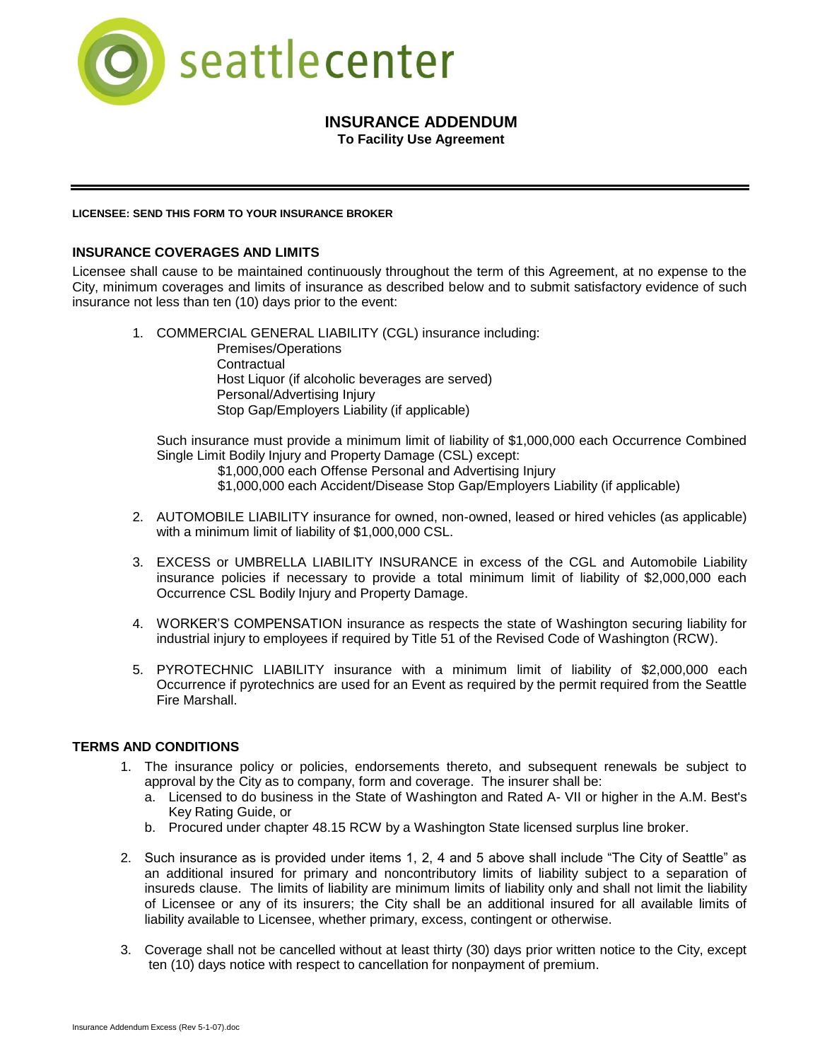seattlecenter

# INSURANCE ADDENDUM

**To Facility Use Agreement**

**LICENSEE: SEND THIS FORM TO YOUR INSURANCE BROKER**

## INSURANCE COVERAGES AND LIMITS

Licensee shall cause to be maintained continuously throughout the term of this Agreement, at no expense to the City, minimum coverages and limits of insurance as described below and to submit satisfactory evidence of such insurance not less than ten (10) days prior to the event:

1. COMMERCIAL GENERAL LIABILITY (CGL) insurance including:
   - Premises/Operations
   - Contractual
   - Host Liquor (if alcoholic beverages are served)
   - Personal/Advertising Injury
   - Stop Gap/Employers Liability (if applicable)

   Such insurance must provide a minimum limit of liability of $1,000,000 each Occurrence Combined Single Limit Bodily Injury and Property Damage (CSL) except:
   - $1,000,000 each Offense Personal and Advertising Injury
   - $1,000,000 each Accident/Disease Stop Gap/Employers Liability (if applicable)

2. AUTOMOBILE LIABILITY insurance for owned, non-owned, leased or hired vehicles (as applicable) with a minimum limit of liability of $1,000,000 CSL.

3. EXCESS or UMBRELLA LIABILITY INSURANCE in excess of the CGL and Automobile Liability insurance policies if necessary to provide a total minimum limit of liability of $2,000,000 each Occurrence CSL Bodily Injury and Property Damage.

4. WORKER'S COMPENSATION insurance as respects the state of Washington securing liability for industrial injury to employees if required by Title 51 of the Revised Code of Washington (RCW).

5. PYROTECHNIC LIABILITY insurance with a minimum limit of liability of $2,000,000 each Occurrence if pyrotechnics are used for an Event as required by the permit required from the Seattle Fire Marshall.

## TERMS AND CONDITIONS

1. The insurance policy or policies, endorsements thereto, and subsequent renewals be subject to approval by the City as to company, form and coverage. The insurer shall be:
   a. Licensed to do business in the State of Washington and Rated A- VII or higher in the A.M. Best's Key Rating Guide, or
   b. Procured under chapter 48.15 RCW by a Washington State licensed surplus line broker.

2. Such insurance as is provided under items 1, 2, 4 and 5 above shall include "The City of Seattle" as an additional insured for primary and noncontributory limits of liability subject to a separation of insureds clause. The limits of liability are minimum limits of liability only and shall not limit the liability of Licensee or any of its insurers; the City shall be an additional insured for all available limits of liability available to Licensee, whether primary, excess, contingent or otherwise.

3. Coverage shall not be cancelled without at least thirty (30) days prior written notice to the City, except ten (10) days notice with respect to cancellation for nonpayment of premium.

Insurance Addendum Excess (Rev 5-1-07).doc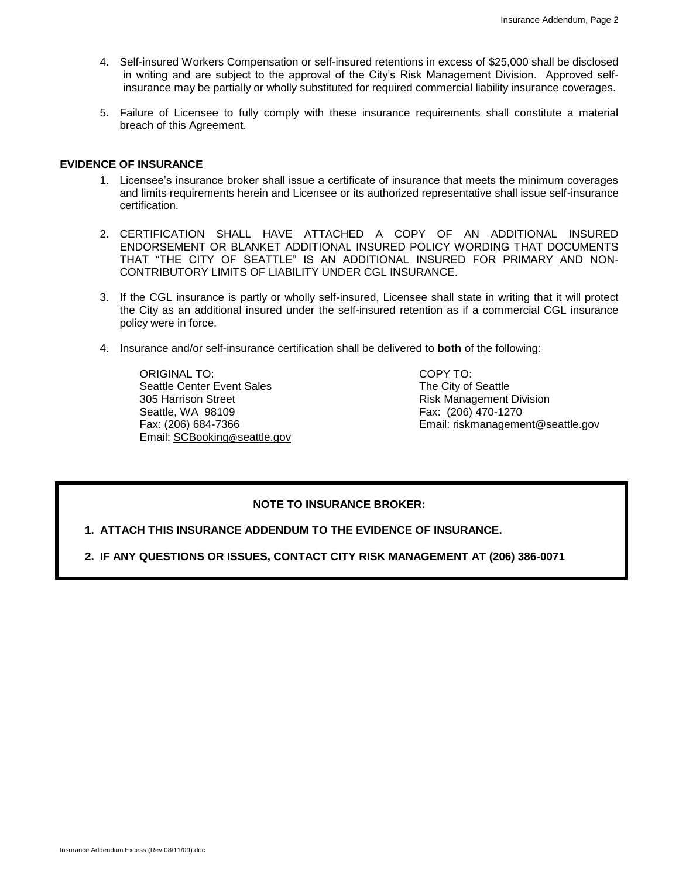4. Self-insured Workers Compensation or self-insured retentions in excess of $25,000 shall be disclosed in writing and are subject to the approval of the City's Risk Management Division. Approved self-insurance may be partially or wholly substituted for required commercial liability insurance coverages.

5. Failure of Licensee to fully comply with these insurance requirements shall constitute a material breach of this Agreement.

**EVIDENCE OF INSURANCE**

1. Licensee's insurance broker shall issue a certificate of insurance that meets the minimum coverages and limits requirements herein and Licensee or its authorized representative shall issue self-insurance certification.

2. CERTIFICATION SHALL HAVE ATTACHED A COPY OF AN ADDITIONAL INSURED ENDORSEMENT OR BLANKET ADDITIONAL INSURED POLICY WORDING THAT DOCUMENTS THAT "THE CITY OF SEATTLE" IS AN ADDITIONAL INSURED FOR PRIMARY AND NON-CONTRIBUTORY LIMITS OF LIABILITY UNDER CGL INSURANCE.

3. If the CGL insurance is partly or wholly self-insured, Licensee shall state in writing that it will protect the City as an additional insured under the self-insured retention as if a commercial CGL insurance policy were in force.

4. Insurance and/or self-insurance certification shall be delivered to **both** of the following:

ORIGINAL TO:
Seattle Center Event Sales
305 Harrison Street
Seattle, WA 98109
Fax: (206) 684-7366
Email: SCBooking@seattle.gov

COPY TO:
The City of Seattle
Risk Management Division
Fax: (206) 470-1270
Email: riskmanagement@seattle.gov

**NOTE TO INSURANCE BROKER:**

**1. ATTACH THIS INSURANCE ADDENDUM TO THE EVIDENCE OF INSURANCE.**

**2. IF ANY QUESTIONS OR ISSUES, CONTACT CITY RISK MANAGEMENT AT (206) 386-0071**